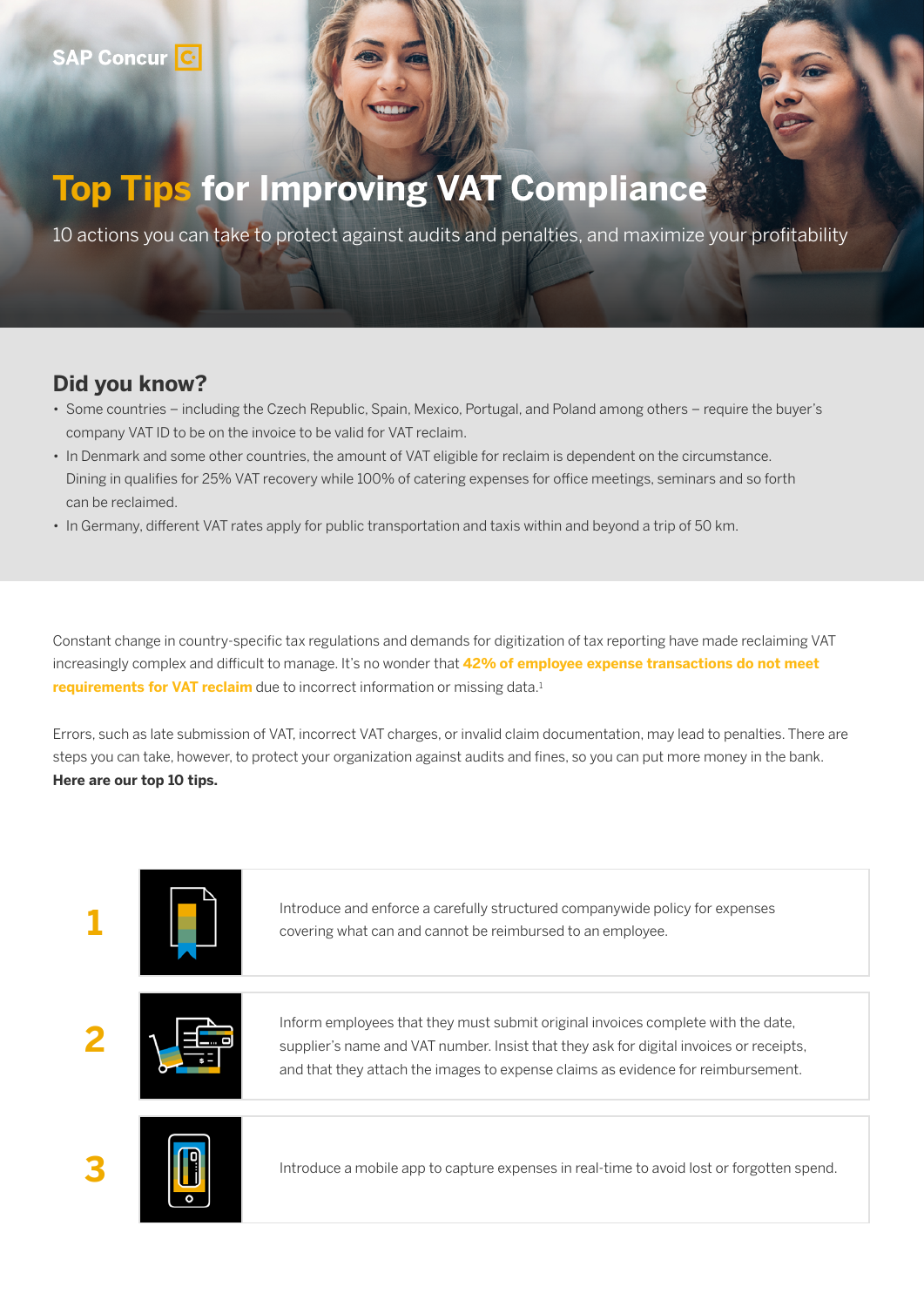SAP Concur

# Top Tips for Improving VAT Compliance

10 actions you can take to protect against audits and penalties, and maximize your profitability

## Did you know?

- Some countries – including the Czech Republic, Spain, Mexico, Portugal, and Poland among others – require the buyer's company VAT ID to be on the invoice to be valid for VAT reclaim.
- In Denmark and some other countries, the amount of VAT eligible for reclaim is dependent on the circumstance. Dining in qualifies for 25% VAT recovery while 100% of catering expenses for office meetings, seminars and so forth can be reclaimed.
- In Germany, different VAT rates apply for public transportation and taxis within and beyond a trip of 50 km.

Constant change in country-specific tax regulations and demands for digitization of tax reporting have made reclaiming VAT increasingly complex and difficult to manage. It's no wonder that **42% of employee expense transactions do not meet requirements for VAT reclaim** due to incorrect information or missing data.[1]

Errors, such as late submission of VAT, incorrect VAT charges, or invalid claim documentation, may lead to penalties. There are steps you can take, however, to protect your organization against audits and fines, so you can put more money in the bank. **Here are our top 10 tips.**

**1** Introduce and enforce a carefully structured companywide policy for expenses covering what can and cannot be reimbursed to an employee.

**2** Inform employees that they must submit original invoices complete with the date, supplier's name and VAT number. Insist that they ask for digital invoices or receipts, and that they attach the images to expense claims as evidence for reimbursement.

**3** Introduce a mobile app to capture expenses in real-time to avoid lost or forgotten spend.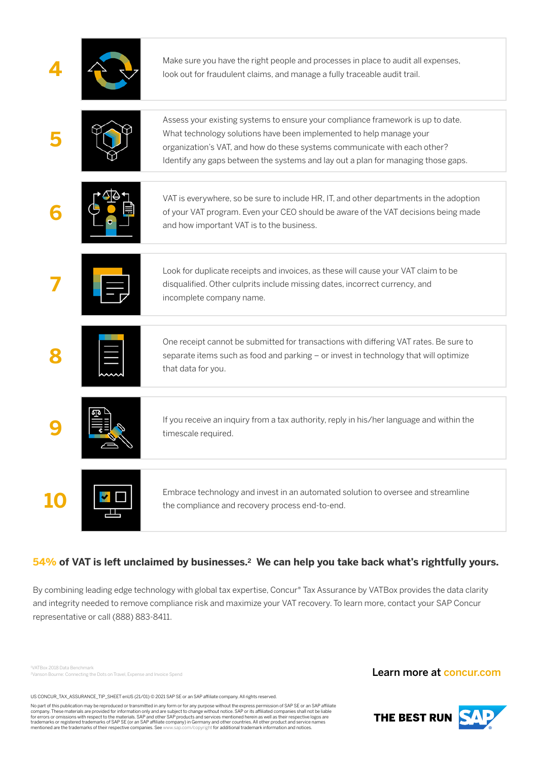4. Make sure you have the right people and processes in place to audit all expenses, look out for fraudulent claims, and manage a fully traceable audit trail.

5. Assess your existing systems to ensure your compliance framework is up to date. What technology solutions have been implemented to help manage your organization's VAT, and how do these systems communicate with each other? Identify any gaps between the systems and lay out a plan for managing those gaps.

6. VAT is everywhere, so be sure to include HR, IT, and other departments in the adoption of your VAT program. Even your CEO should be aware of the VAT decisions being made and how important VAT is to the business.

7. Look for duplicate receipts and invoices, as these will cause your VAT claim to be disqualified. Other culprits include missing dates, incorrect currency, and incomplete company name.

8. One receipt cannot be submitted for transactions with differing VAT rates. Be sure to separate items such as food and parking – or invest in technology that will optimize that data for you.

9. If you receive an inquiry from a tax authority, reply in his/her language and within the timescale required.

10. Embrace technology and invest in an automated solution to oversee and streamline the compliance and recovery process end-to-end.

## 54% of VAT is left unclaimed by businesses.[2] We can help you take back what's rightfully yours.

By combining leading edge technology with global tax expertise, Concur® Tax Assurance by VATBox provides the data clarity and integrity needed to remove compliance risk and maximize your VAT recovery. To learn more, contact your SAP Concur representative or call (888) 883-8411.

[1] VATBox 2018 Data Benchmark
[2] Vanson Bourne: Connecting the Dots on Travel, Expense and Invoice Spend

**Learn more at concur.com**

US CONCUR_TAX_ASSURANCE_TIP_SHEET enUS (21/01) © 2021 SAP SE or an SAP affiliate company. All rights reserved.

No part of this publication may be reproduced or transmitted in any form or for any purpose without the express permission of SAP SE or an SAP affiliate company. These materials are provided for information only and are subject to change without notice. SAP or its affiliated companies shall not be liable for errors or omissions with respect to the materials. SAP and other SAP products and services mentioned herein as well as their respective logos are trademarks or registered trademarks of SAP SE (or an SAP affiliate company) in Germany and other countries. All other product and service names mentioned are the trademarks of their respective companies. See www.sap.com/copyright for additional trademark information and notices.

THE BEST RUN SAP